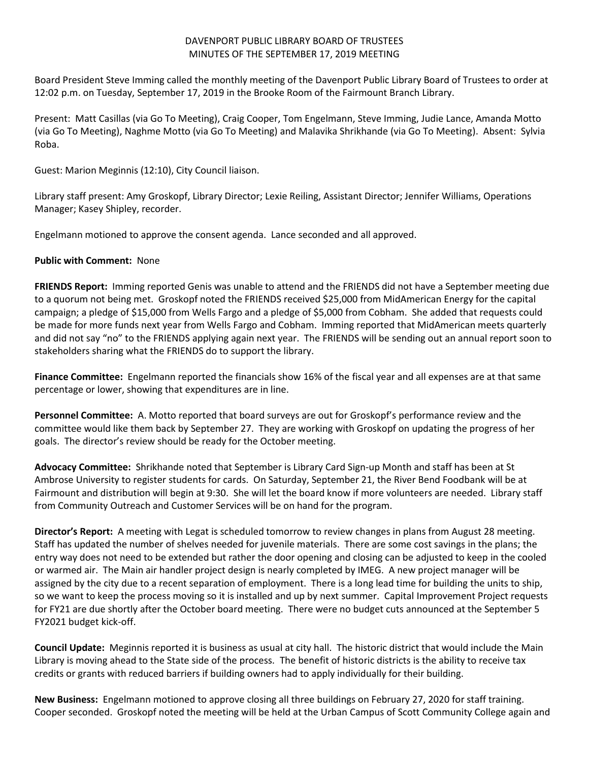DAVENPORT PUBLIC LIBRARY BOARD OF TRUSTEES
MINUTES OF THE SEPTEMBER 17, 2019 MEETING

Board President Steve Imming called the monthly meeting of the Davenport Public Library Board of Trustees to order at 12:02 p.m. on Tuesday, September 17, 2019 in the Brooke Room of the Fairmount Branch Library.

Present: Matt Casillas (via Go To Meeting), Craig Cooper, Tom Engelmann, Steve Imming, Judie Lance, Amanda Motto (via Go To Meeting), Naghme Motto (via Go To Meeting) and Malavika Shrikhande (via Go To Meeting). Absent: Sylvia Roba.

Guest: Marion Meginnis (12:10), City Council liaison.

Library staff present: Amy Groskopf, Library Director; Lexie Reiling, Assistant Director; Jennifer Williams, Operations Manager; Kasey Shipley, recorder.

Engelmann motioned to approve the consent agenda. Lance seconded and all approved.

**Public with Comment:** None

**FRIENDS Report:** Imming reported Genis was unable to attend and the FRIENDS did not have a September meeting due to a quorum not being met. Groskopf noted the FRIENDS received $25,000 from MidAmerican Energy for the capital campaign; a pledge of $15,000 from Wells Fargo and a pledge of $5,000 from Cobham. She added that requests could be made for more funds next year from Wells Fargo and Cobham. Imming reported that MidAmerican meets quarterly and did not say "no" to the FRIENDS applying again next year. The FRIENDS will be sending out an annual report soon to stakeholders sharing what the FRIENDS do to support the library.

**Finance Committee:** Engelmann reported the financials show 16% of the fiscal year and all expenses are at that same percentage or lower, showing that expenditures are in line.

**Personnel Committee:** A. Motto reported that board surveys are out for Groskopf's performance review and the committee would like them back by September 27. They are working with Groskopf on updating the progress of her goals. The director's review should be ready for the October meeting.

**Advocacy Committee:** Shrikhande noted that September is Library Card Sign-up Month and staff has been at St Ambrose University to register students for cards. On Saturday, September 21, the River Bend Foodbank will be at Fairmount and distribution will begin at 9:30. She will let the board know if more volunteers are needed. Library staff from Community Outreach and Customer Services will be on hand for the program.

**Director's Report:** A meeting with Legat is scheduled tomorrow to review changes in plans from August 28 meeting. Staff has updated the number of shelves needed for juvenile materials. There are some cost savings in the plans; the entry way does not need to be extended but rather the door opening and closing can be adjusted to keep in the cooled or warmed air. The Main air handler project design is nearly completed by IMEG. A new project manager will be assigned by the city due to a recent separation of employment. There is a long lead time for building the units to ship, so we want to keep the process moving so it is installed and up by next summer. Capital Improvement Project requests for FY21 are due shortly after the October board meeting. There were no budget cuts announced at the September 5 FY2021 budget kick-off.

**Council Update:** Meginnis reported it is business as usual at city hall. The historic district that would include the Main Library is moving ahead to the State side of the process. The benefit of historic districts is the ability to receive tax credits or grants with reduced barriers if building owners had to apply individually for their building.

**New Business:** Engelmann motioned to approve closing all three buildings on February 27, 2020 for staff training. Cooper seconded. Groskopf noted the meeting will be held at the Urban Campus of Scott Community College again and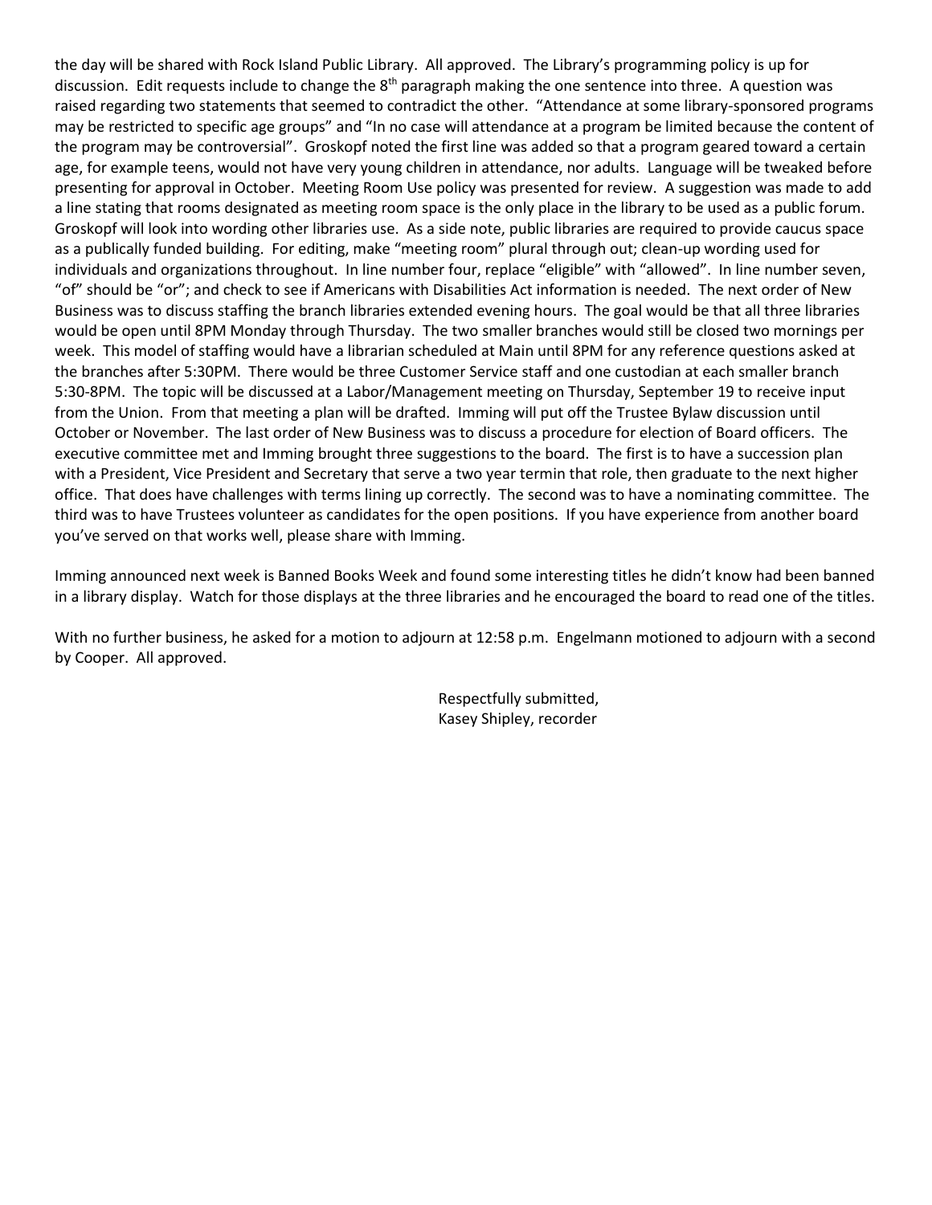the day will be shared with Rock Island Public Library. All approved. The Library's programming policy is up for discussion. Edit requests include to change the 8th paragraph making the one sentence into three. A question was raised regarding two statements that seemed to contradict the other. "Attendance at some library-sponsored programs may be restricted to specific age groups" and "In no case will attendance at a program be limited because the content of the program may be controversial". Groskopf noted the first line was added so that a program geared toward a certain age, for example teens, would not have very young children in attendance, nor adults. Language will be tweaked before presenting for approval in October. Meeting Room Use policy was presented for review. A suggestion was made to add a line stating that rooms designated as meeting room space is the only place in the library to be used as a public forum. Groskopf will look into wording other libraries use. As a side note, public libraries are required to provide caucus space as a publically funded building. For editing, make "meeting room" plural through out; clean-up wording used for individuals and organizations throughout. In line number four, replace "eligible" with "allowed". In line number seven, "of" should be "or"; and check to see if Americans with Disabilities Act information is needed. The next order of New Business was to discuss staffing the branch libraries extended evening hours. The goal would be that all three libraries would be open until 8PM Monday through Thursday. The two smaller branches would still be closed two mornings per week. This model of staffing would have a librarian scheduled at Main until 8PM for any reference questions asked at the branches after 5:30PM. There would be three Customer Service staff and one custodian at each smaller branch 5:30-8PM. The topic will be discussed at a Labor/Management meeting on Thursday, September 19 to receive input from the Union. From that meeting a plan will be drafted. Imming will put off the Trustee Bylaw discussion until October or November. The last order of New Business was to discuss a procedure for election of Board officers. The executive committee met and Imming brought three suggestions to the board. The first is to have a succession plan with a President, Vice President and Secretary that serve a two year termin that role, then graduate to the next higher office. That does have challenges with terms lining up correctly. The second was to have a nominating committee. The third was to have Trustees volunteer as candidates for the open positions. If you have experience from another board you've served on that works well, please share with Imming.

Imming announced next week is Banned Books Week and found some interesting titles he didn't know had been banned in a library display. Watch for those displays at the three libraries and he encouraged the board to read one of the titles.

With no further business, he asked for a motion to adjourn at 12:58 p.m. Engelmann motioned to adjourn with a second by Cooper. All approved.

Respectfully submitted,  
Kasey Shipley, recorder